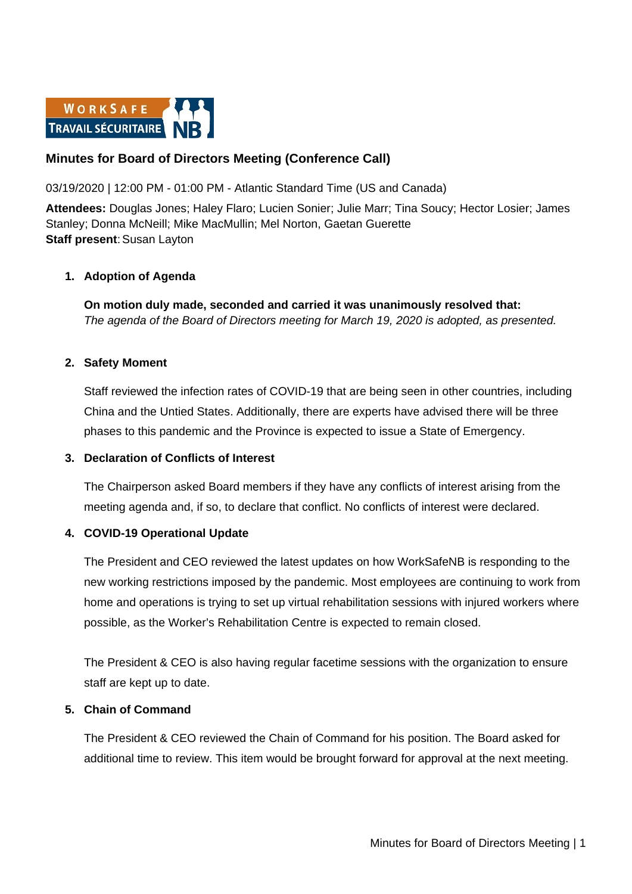WORKSAFE TRAVAIL SÉCURITAIRE NB

# Minutes for Board of Directors Meeting (Conference Call)

03/19/2020 | 12:00 PM - 01:00 PM - Atlantic Standard Time (US and Canada)

**Attendees:** Douglas Jones; Haley Flaro; Lucien Sonier; Julie Marr; Tina Soucy; Hector Losier; James Stanley; Donna McNeill; Mike MacMullin; Mel Norton, Gaetan Guerette
**Staff present**: Susan Layton

1. **Adoption of Agenda**

   **On motion duly made, seconded and carried it was unanimously resolved that:**
   *The agenda of the Board of Directors meeting for March 19, 2020 is adopted, as presented.*

2. **Safety Moment**

   Staff reviewed the infection rates of COVID-19 that are being seen in other countries, including China and the Untied States. Additionally, there are experts have advised there will be three phases to this pandemic and the Province is expected to issue a State of Emergency.

3. **Declaration of Conflicts of Interest**

   The Chairperson asked Board members if they have any conflicts of interest arising from the meeting agenda and, if so, to declare that conflict. No conflicts of interest were declared.

4. **COVID-19 Operational Update**

   The President and CEO reviewed the latest updates on how WorkSafeNB is responding to the new working restrictions imposed by the pandemic. Most employees are continuing to work from home and operations is trying to set up virtual rehabilitation sessions with injured workers where possible, as the Worker's Rehabilitation Centre is expected to remain closed.

   The President & CEO is also having regular facetime sessions with the organization to ensure staff are kept up to date.

5. **Chain of Command**

   The President & CEO reviewed the Chain of Command for his position. The Board asked for additional time to review. This item would be brought forward for approval at the next meeting.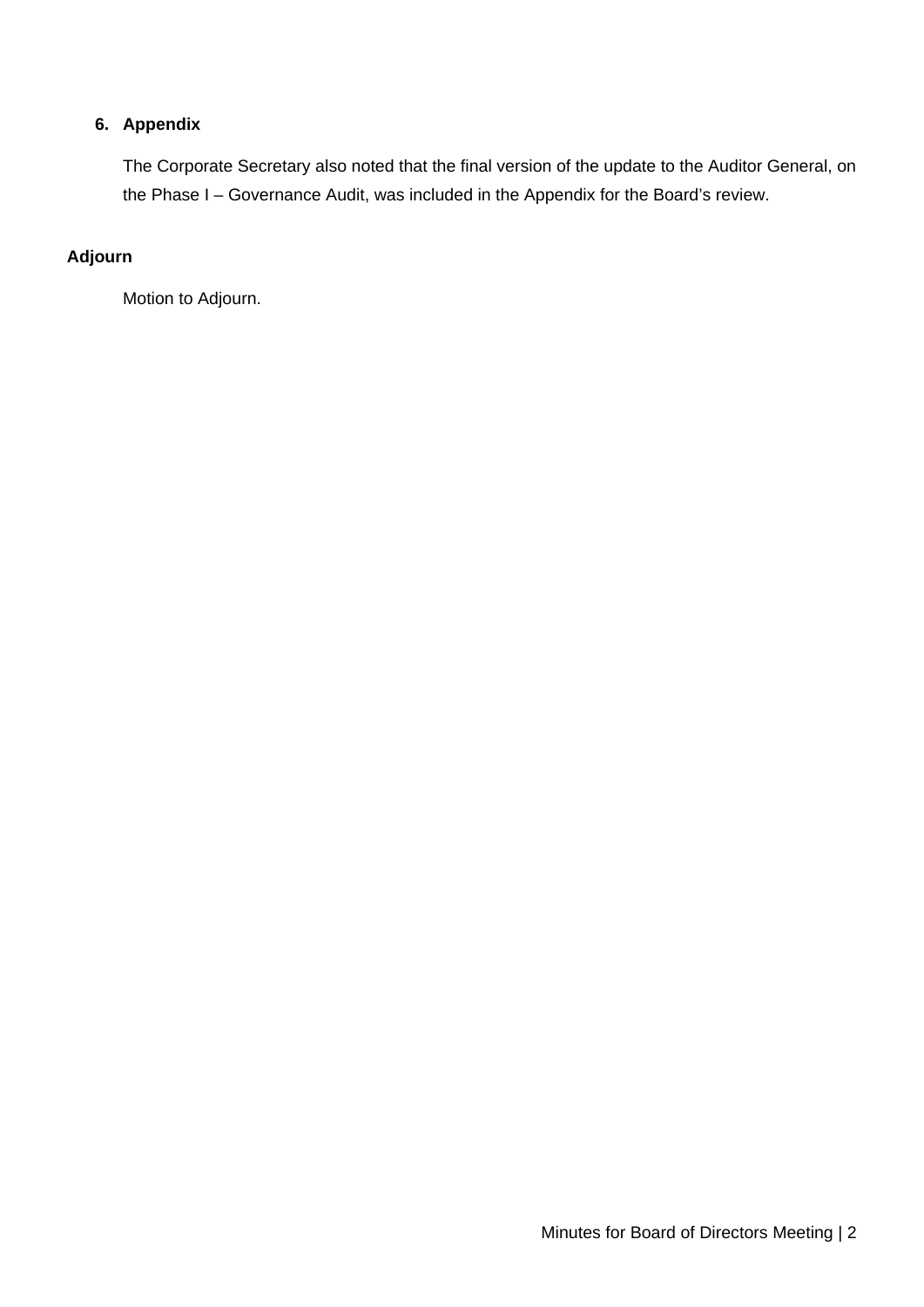## 6. Appendix

The Corporate Secretary also noted that the final version of the update to the Auditor General, on the Phase I – Governance Audit, was included in the Appendix for the Board's review.

## Adjourn

Motion to Adjourn.